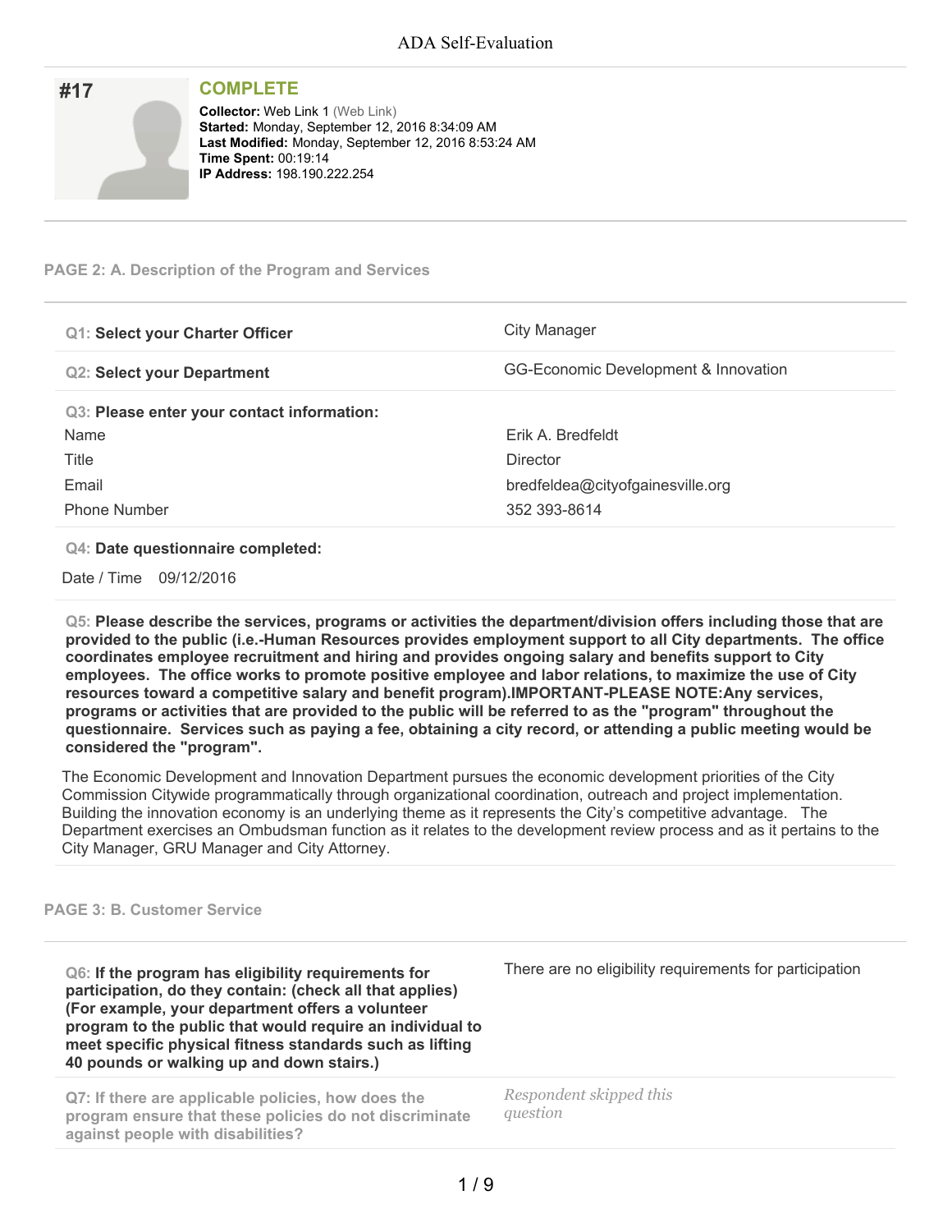# ADA Self-Evaluation

## #17

**COMPLETE**

**Collector:** Web Link 1 (Web Link)
**Started:** Monday, September 12, 2016 8:34:09 AM
**Last Modified:** Monday, September 12, 2016 8:53:24 AM
**Time Spent:** 00:19:14
**IP Address:** 198.190.222.254

### PAGE 2: A. Description of the Program and Services

| | |
|---|---|
| **Q1: Select your Charter Officer** | City Manager |
| **Q2: Select your Department** | GG-Economic Development & Innovation |

**Q3: Please enter your contact information:**

| | |
|---|---|
| Name | Erik A. Bredfeldt |
| Title | Director |
| Email | bredfeldea@cityofgainesville.org |
| Phone Number | 352 393-8614 |

**Q4: Date questionnaire completed:**

Date / Time 09/12/2016

**Q5: Please describe the services, programs or activities the department/division offers including those that are provided to the public (i.e.-Human Resources provides employment support to all City departments. The office coordinates employee recruitment and hiring and provides ongoing salary and benefits support to City employees. The office works to promote positive employee and labor relations, to maximize the use of City resources toward a competitive salary and benefit program).IMPORTANT-PLEASE NOTE:Any services, programs or activities that are provided to the public will be referred to as the "program" throughout the questionnaire. Services such as paying a fee, obtaining a city record, or attending a public meeting would be considered the "program".**

The Economic Development and Innovation Department pursues the economic development priorities of the City Commission Citywide programmatically through organizational coordination, outreach and project implementation. Building the innovation economy is an underlying theme as it represents the City's competitive advantage. The Department exercises an Ombudsman function as it relates to the development review process and as it pertains to the City Manager, GRU Manager and City Attorney.

### PAGE 3: B. Customer Service

| | |
|---|---|
| **Q6: If the program has eligibility requirements for participation, do they contain: (check all that applies) (For example, your department offers a volunteer program to the public that would require an individual to meet specific physical fitness standards such as lifting 40 pounds or walking up and down stairs.)** | There are no eligibility requirements for participation |
| **Q7: If there are applicable policies, how does the program ensure that these policies do not discriminate against people with disabilities?** | *Respondent skipped this question* |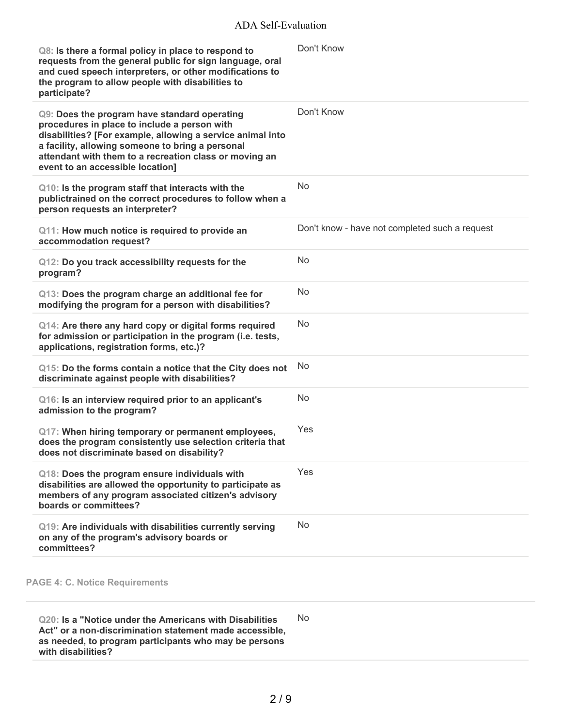| | |
|---|---|
| **Q8: Is there a formal policy in place to respond to requests from the general public for sign language, oral and cued speech interpreters, or other modifications to the program to allow people with disabilities to participate?** | Don't Know |
| **Q9: Does the program have standard operating procedures in place to include a person with disabilities? [For example, allowing a service animal into a facility, allowing someone to bring a personal attendant with them to a recreation class or moving an event to an accessible location]** | Don't Know |
| **Q10: Is the program staff that interacts with the publictrained on the correct procedures to follow when a person requests an interpreter?** | No |
| **Q11: How much notice is required to provide an accommodation request?** | Don't know - have not completed such a request |
| **Q12: Do you track accessibility requests for the program?** | No |
| **Q13: Does the program charge an additional fee for modifying the program for a person with disabilities?** | No |
| **Q14: Are there any hard copy or digital forms required for admission or participation in the program (i.e. tests, applications, registration forms, etc.)?** | No |
| **Q15: Do the forms contain a notice that the City does not discriminate against people with disabilities?** | No |
| **Q16: Is an interview required prior to an applicant's admission to the program?** | No |
| **Q17: When hiring temporary or permanent employees, does the program consistently use selection criteria that does not discriminate based on disability?** | Yes |
| **Q18: Does the program ensure individuals with disabilities are allowed the opportunity to participate as members of any program associated citizen's advisory boards or committees?** | Yes |
| **Q19: Are individuals with disabilities currently serving on any of the program's advisory boards or committees?** | No |

## PAGE 4: C. Notice Requirements

| | |
|---|---|
| **Q20: Is a "Notice under the Americans with Disabilities Act" or a non-discrimination statement made accessible, as needed, to program participants who may be persons with disabilities?** | No |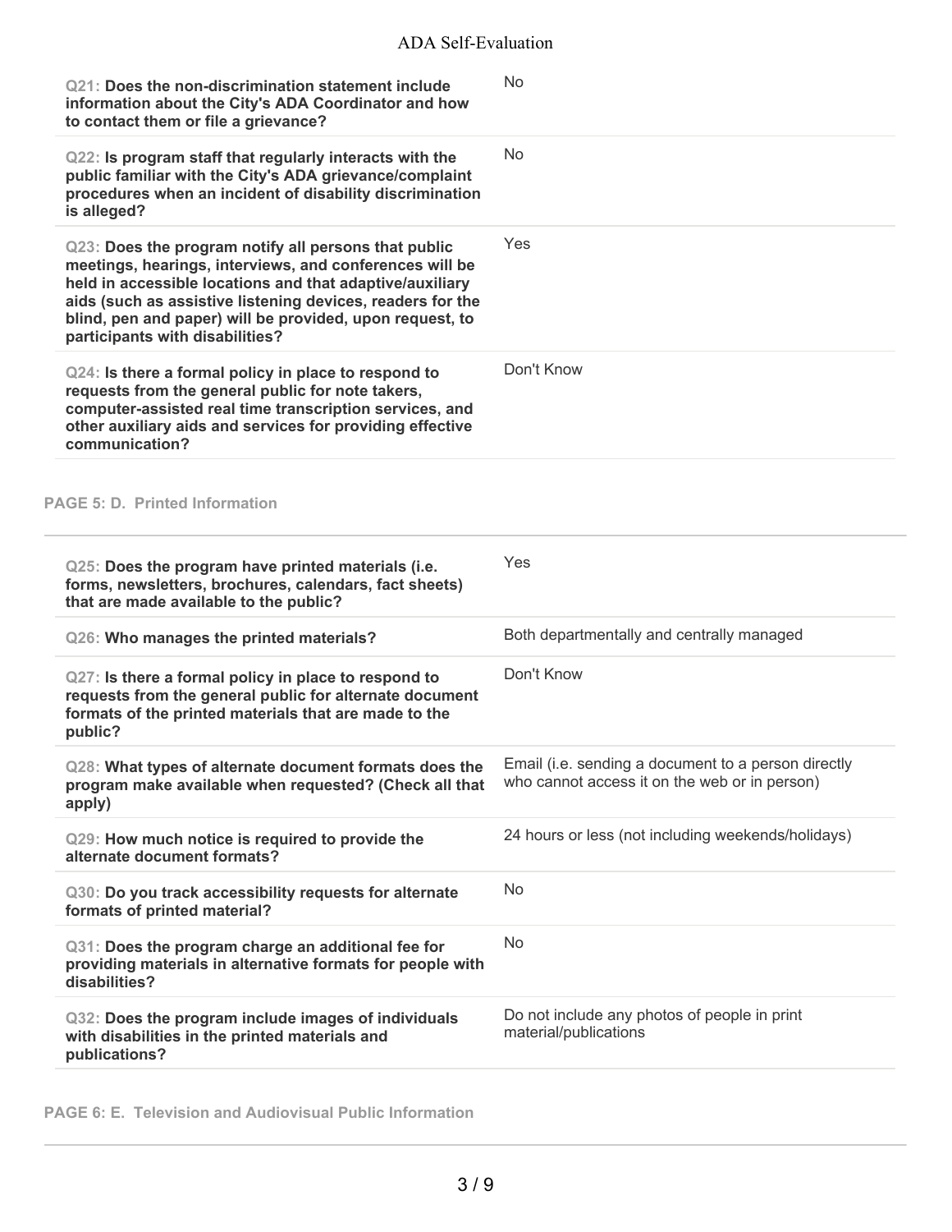| Question | Answer |
|---|---|
| **Q21: Does the non-discrimination statement include information about the City's ADA Coordinator and how to contact them or file a grievance?** | No |
| **Q22: Is program staff that regularly interacts with the public familiar with the City's ADA grievance/complaint procedures when an incident of disability discrimination is alleged?** | No |
| **Q23: Does the program notify all persons that public meetings, hearings, interviews, and conferences will be held in accessible locations and that adaptive/auxiliary aids (such as assistive listening devices, readers for the blind, pen and paper) will be provided, upon request, to participants with disabilities?** | Yes |
| **Q24: Is there a formal policy in place to respond to requests from the general public for note takers, computer-assisted real time transcription services, and other auxiliary aids and services for providing effective communication?** | Don't Know |

## PAGE 5: D. Printed Information

| Question | Answer |
|---|---|
| **Q25: Does the program have printed materials (i.e. forms, newsletters, brochures, calendars, fact sheets) that are made available to the public?** | Yes |
| **Q26: Who manages the printed materials?** | Both departmentally and centrally managed |
| **Q27: Is there a formal policy in place to respond to requests from the general public for alternate document formats of the printed materials that are made to the public?** | Don't Know |
| **Q28: What types of alternate document formats does the program make available when requested? (Check all that apply)** | Email (i.e. sending a document to a person directly who cannot access it on the web or in person) |
| **Q29: How much notice is required to provide the alternate document formats?** | 24 hours or less (not including weekends/holidays) |
| **Q30: Do you track accessibility requests for alternate formats of printed material?** | No |
| **Q31: Does the program charge an additional fee for providing materials in alternative formats for people with disabilities?** | No |
| **Q32: Does the program include images of individuals with disabilities in the printed materials and publications?** | Do not include any photos of people in print material/publications |

## PAGE 6: E. Television and Audiovisual Public Information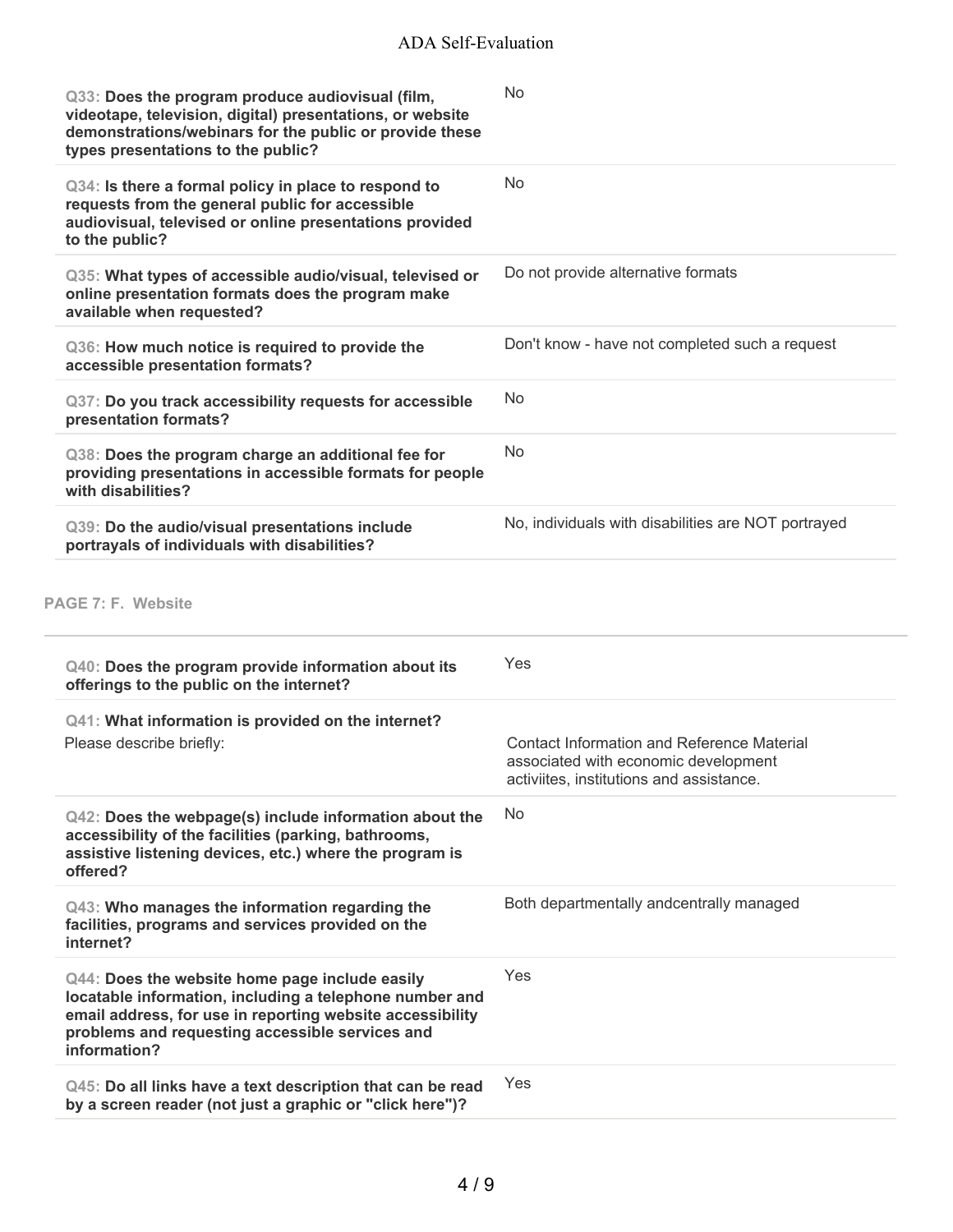**Q33: Does the program produce audiovisual (film, videotape, television, digital) presentations, or website demonstrations/webinars for the public or provide these types presentations to the public?**

No

**Q34: Is there a formal policy in place to respond to requests from the general public for accessible audiovisual, televised or online presentations provided to the public?**

No

**Q35: What types of accessible audio/visual, televised or online presentation formats does the program make available when requested?**

Do not provide alternative formats

**Q36: How much notice is required to provide the accessible presentation formats?**

Don't know - have not completed such a request

**Q37: Do you track accessibility requests for accessible presentation formats?**

No

**Q38: Does the program charge an additional fee for providing presentations in accessible formats for people with disabilities?**

No

**Q39: Do the audio/visual presentations include portrayals of individuals with disabilities?**

No, individuals with disabilities are NOT portrayed

## PAGE 7: F. Website

**Q40: Does the program provide information about its offerings to the public on the internet?**

Yes

**Q41: What information is provided on the internet?**

Please describe briefly:

Contact Information and Reference Material associated with economic development activiites, institutions and assistance.

**Q42: Does the webpage(s) include information about the accessibility of the facilities (parking, bathrooms, assistive listening devices, etc.) where the program is offered?**

No

**Q43: Who manages the information regarding the facilities, programs and services provided on the internet?**

Both departmentally andcentrally managed

**Q44: Does the website home page include easily locatable information, including a telephone number and email address, for use in reporting website accessibility problems and requesting accessible services and information?**

Yes

**Q45: Do all links have a text description that can be read by a screen reader (not just a graphic or "click here")?**

Yes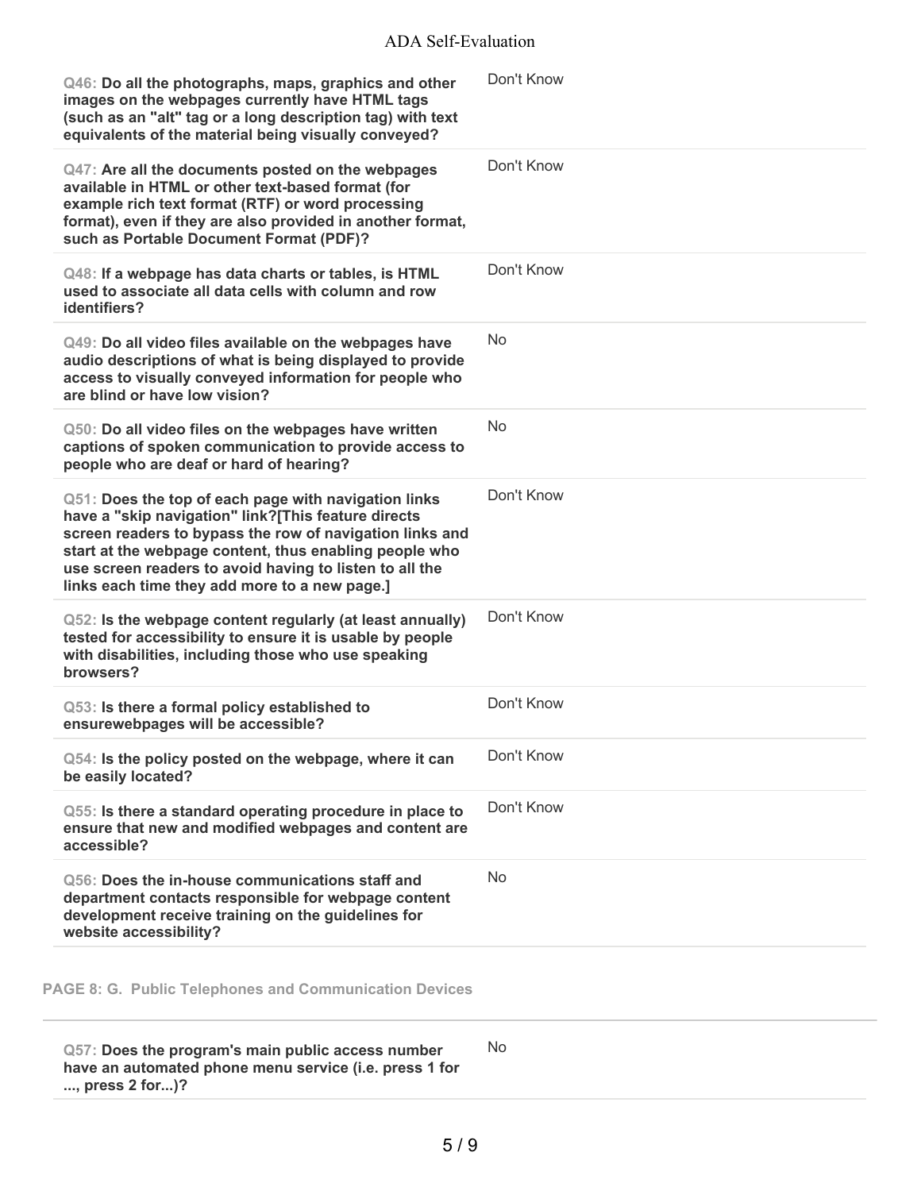**Q46: Do all the photographs, maps, graphics and other images on the webpages currently have HTML tags (such as an "alt" tag or a long description tag) with text equivalents of the material being visually conveyed?**

Don't Know

**Q47: Are all the documents posted on the webpages available in HTML or other text-based format (for example rich text format (RTF) or word processing format), even if they are also provided in another format, such as Portable Document Format (PDF)?**

Don't Know

**Q48: If a webpage has data charts or tables, is HTML used to associate all data cells with column and row identifiers?**

Don't Know

**Q49: Do all video files available on the webpages have audio descriptions of what is being displayed to provide access to visually conveyed information for people who are blind or have low vision?**

No

**Q50: Do all video files on the webpages have written captions of spoken communication to provide access to people who are deaf or hard of hearing?**

No

**Q51: Does the top of each page with navigation links have a "skip navigation" link?[This feature directs screen readers to bypass the row of navigation links and start at the webpage content, thus enabling people who use screen readers to avoid having to listen to all the links each time they add more to a new page.]**

Don't Know

**Q52: Is the webpage content regularly (at least annually) tested for accessibility to ensure it is usable by people with disabilities, including those who use speaking browsers?**

Don't Know

**Q53: Is there a formal policy established to ensurewebpages will be accessible?**

Don't Know

**Q54: Is the policy posted on the webpage, where it can be easily located?**

Don't Know

**Q55: Is there a standard operating procedure in place to ensure that new and modified webpages and content are accessible?**

Don't Know

**Q56: Does the in-house communications staff and department contacts responsible for webpage content development receive training on the guidelines for website accessibility?**

No

## PAGE 8: G. Public Telephones and Communication Devices

**Q57: Does the program's main public access number have an automated phone menu service (i.e. press 1 for ..., press 2 for...)?**

No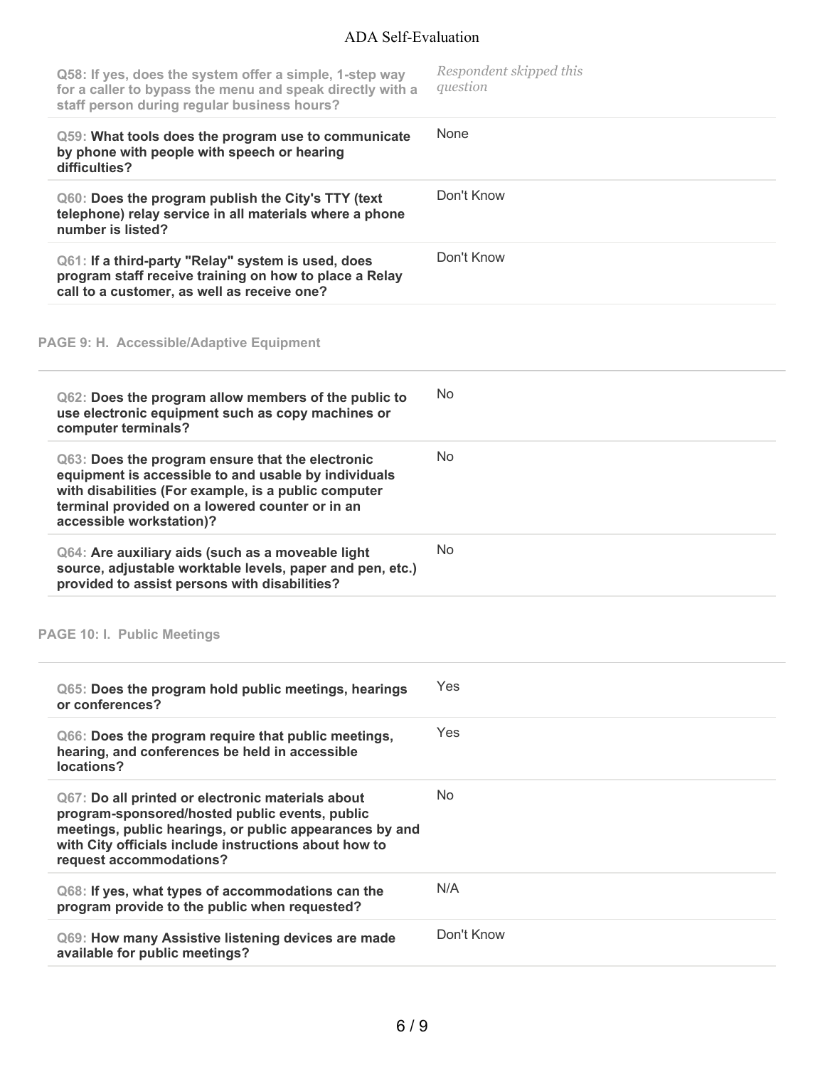| Question | Response |
| --- | --- |
| **Q58: If yes, does the system offer a simple, 1-step way for a caller to bypass the menu and speak directly with a staff person during regular business hours?** | *Respondent skipped this question* |
| **Q59: What tools does the program use to communicate by phone with people with speech or hearing difficulties?** | None |
| **Q60: Does the program publish the City's TTY (text telephone) relay service in all materials where a phone number is listed?** | Don't Know |
| **Q61: If a third-party "Relay" system is used, does program staff receive training on how to place a Relay call to a customer, as well as receive one?** | Don't Know |

## PAGE 9: H. Accessible/Adaptive Equipment

| Question | Response |
| --- | --- |
| **Q62: Does the program allow members of the public to use electronic equipment such as copy machines or computer terminals?** | No |
| **Q63: Does the program ensure that the electronic equipment is accessible to and usable by individuals with disabilities (For example, is a public computer terminal provided on a lowered counter or in an accessible workstation)?** | No |
| **Q64: Are auxiliary aids (such as a moveable light source, adjustable worktable levels, paper and pen, etc.) provided to assist persons with disabilities?** | No |

## PAGE 10: I. Public Meetings

| Question | Response |
| --- | --- |
| **Q65: Does the program hold public meetings, hearings or conferences?** | Yes |
| **Q66: Does the program require that public meetings, hearing, and conferences be held in accessible locations?** | Yes |
| **Q67: Do all printed or electronic materials about program-sponsored/hosted public events, public meetings, public hearings, or public appearances by and with City officials include instructions about how to request accommodations?** | No |
| **Q68: If yes, what types of accommodations can the program provide to the public when requested?** | N/A |
| **Q69: How many Assistive listening devices are made available for public meetings?** | Don't Know |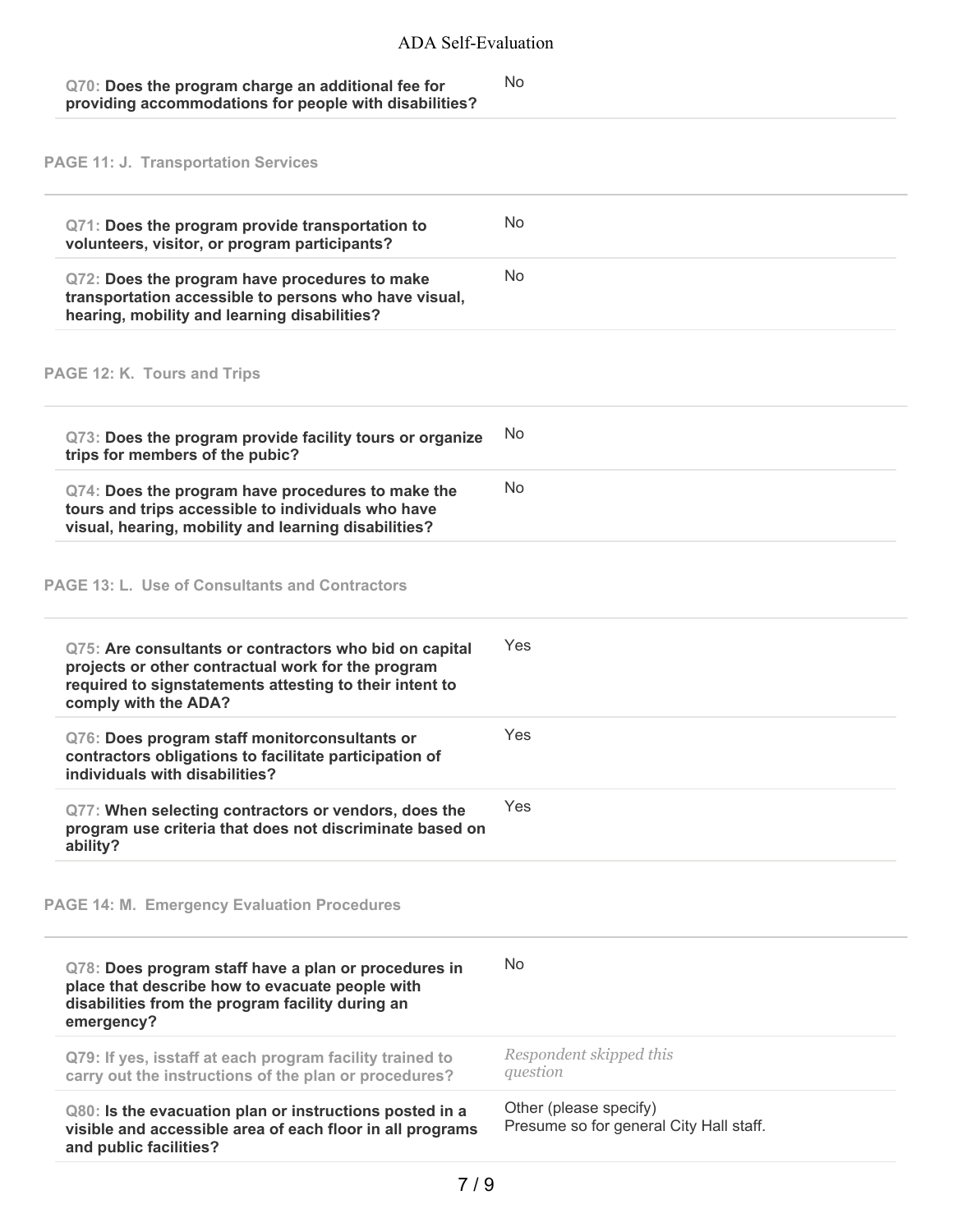**Q70: Does the program charge an additional fee for providing accommodations for people with disabilities?**

No

## PAGE 11: J. Transportation Services

**Q71: Does the program provide transportation to volunteers, visitor, or program participants?**

No

**Q72: Does the program have procedures to make transportation accessible to persons who have visual, hearing, mobility and learning disabilities?**

No

## PAGE 12: K. Tours and Trips

**Q73: Does the program provide facility tours or organize trips for members of the pubic?**

No

**Q74: Does the program have procedures to make the tours and trips accessible to individuals who have visual, hearing, mobility and learning disabilities?**

No

## PAGE 13: L. Use of Consultants and Contractors

**Q75: Are consultants or contractors who bid on capital projects or other contractual work for the program required to signstatements attesting to their intent to comply with the ADA?**

Yes

**Q76: Does program staff monitorconsultants or contractors obligations to facilitate participation of individuals with disabilities?**

Yes

**Q77: When selecting contractors or vendors, does the program use criteria that does not discriminate based on ability?**

Yes

## PAGE 14: M. Emergency Evaluation Procedures

**Q78: Does program staff have a plan or procedures in place that describe how to evacuate people with disabilities from the program facility during an emergency?**

No

**Q79: If yes, isstaff at each program facility trained to carry out the instructions of the plan or procedures?**

*Respondent skipped this question*

**Q80: Is the evacuation plan or instructions posted in a visible and accessible area of each floor in all programs and public facilities?**

Other (please specify)
Presume so for general City Hall staff.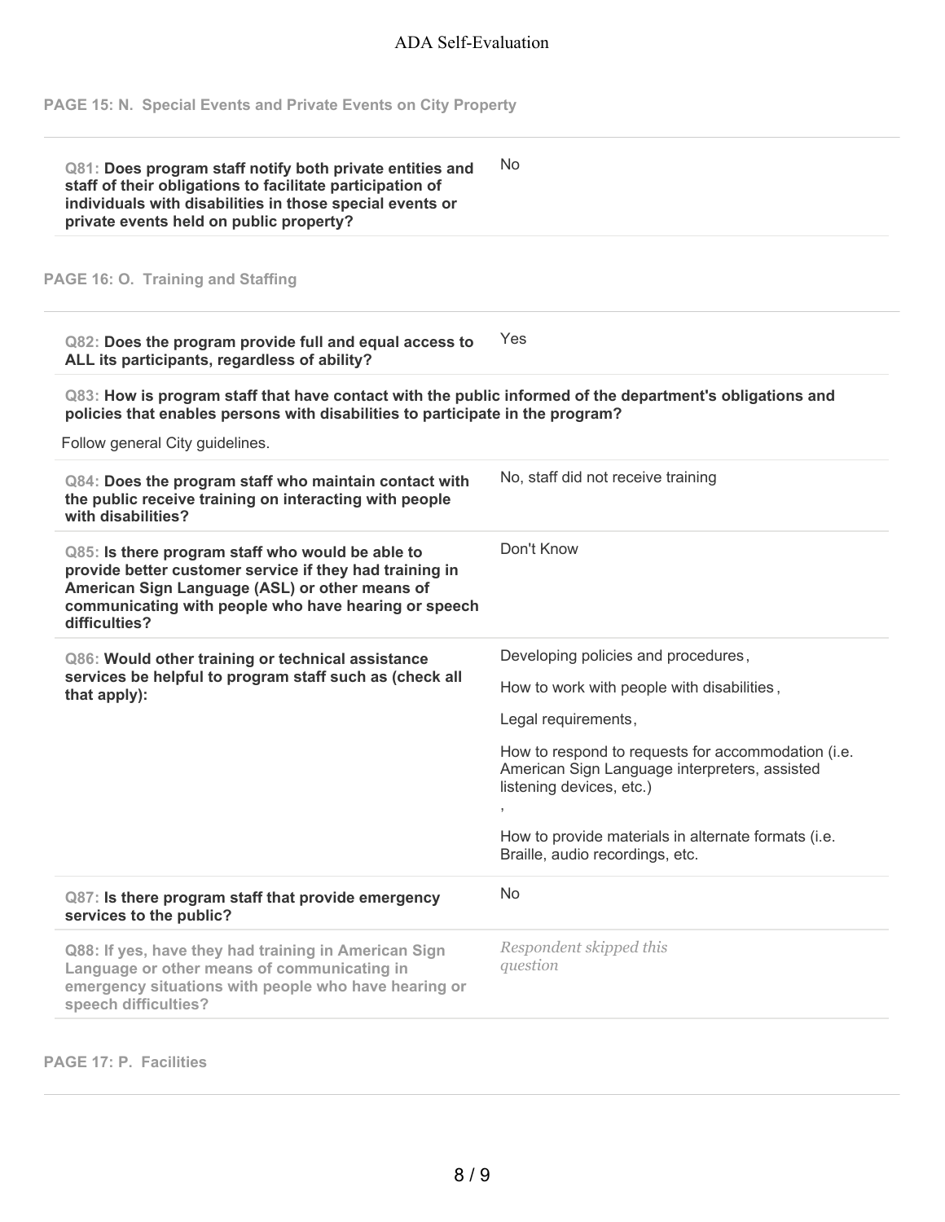## PAGE 15: N. Special Events and Private Events on City Property

| Question | Answer |
| --- | --- |
| **Q81: Does program staff notify both private entities and staff of their obligations to facilitate participation of individuals with disabilities in those special events or private events held on public property?** | No |

## PAGE 16: O. Training and Staffing

| Question | Answer |
| --- | --- |
| **Q82: Does the program provide full and equal access to ALL its participants, regardless of ability?** | Yes |

**Q83: How is program staff that have contact with the public informed of the department's obligations and policies that enables persons with disabilities to participate in the program?**

Follow general City guidelines.

| Question | Answer |
| --- | --- |
| **Q84: Does the program staff who maintain contact with the public receive training on interacting with people with disabilities?** | No, staff did not receive training |
| **Q85: Is there program staff who would be able to provide better customer service if they had training in American Sign Language (ASL) or other means of communicating with people who have hearing or speech difficulties?** | Don't Know |
| **Q86: Would other training or technical assistance services be helpful to program staff such as (check all that apply):** | Developing policies and procedures, How to work with people with disabilities, Legal requirements, How to respond to requests for accommodation (i.e. American Sign Language interpreters, assisted listening devices, etc.), How to provide materials in alternate formats (i.e. Braille, audio recordings, etc. |
| **Q87: Is there program staff that provide emergency services to the public?** | No |
| Q88: If yes, have they had training in American Sign Language or other means of communicating in emergency situations with people who have hearing or speech difficulties? | *Respondent skipped this question* |

## PAGE 17: P. Facilities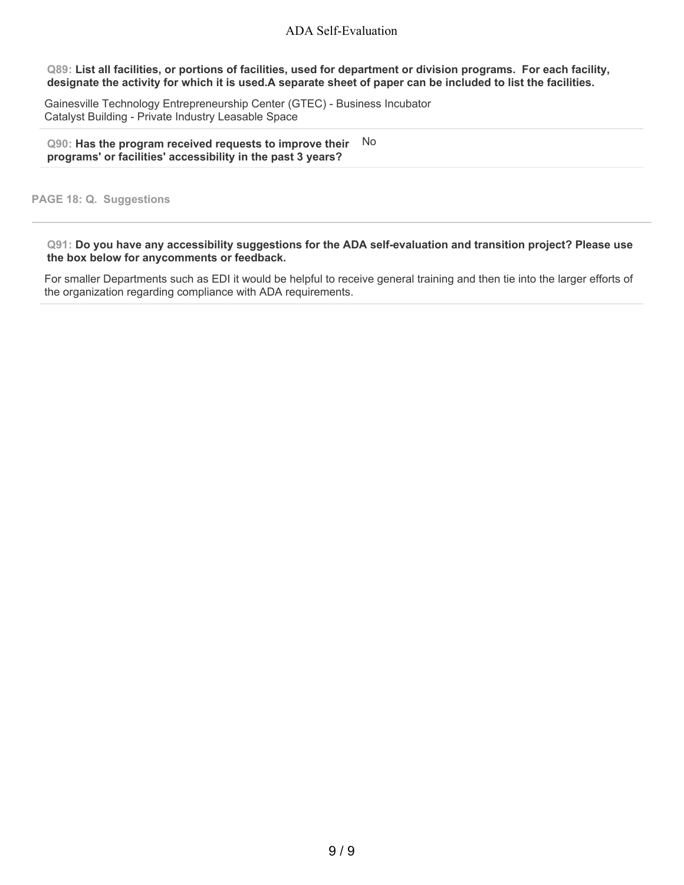**Q89: List all facilities, or portions of facilities, used for department or division programs. For each facility, designate the activity for which it is used.A separate sheet of paper can be included to list the facilities.**

Gainesville Technology Entrepreneurship Center (GTEC) - Business Incubator
Catalyst Building - Private Industry Leasable Space

**Q90: Has the program received requests to improve their programs' or facilities' accessibility in the past 3 years?**

No

## PAGE 18: Q. Suggestions

**Q91: Do you have any accessibility suggestions for the ADA self-evaluation and transition project? Please use the box below for anycomments or feedback.**

For smaller Departments such as EDI it would be helpful to receive general training and then tie into the larger efforts of the organization regarding compliance with ADA requirements.